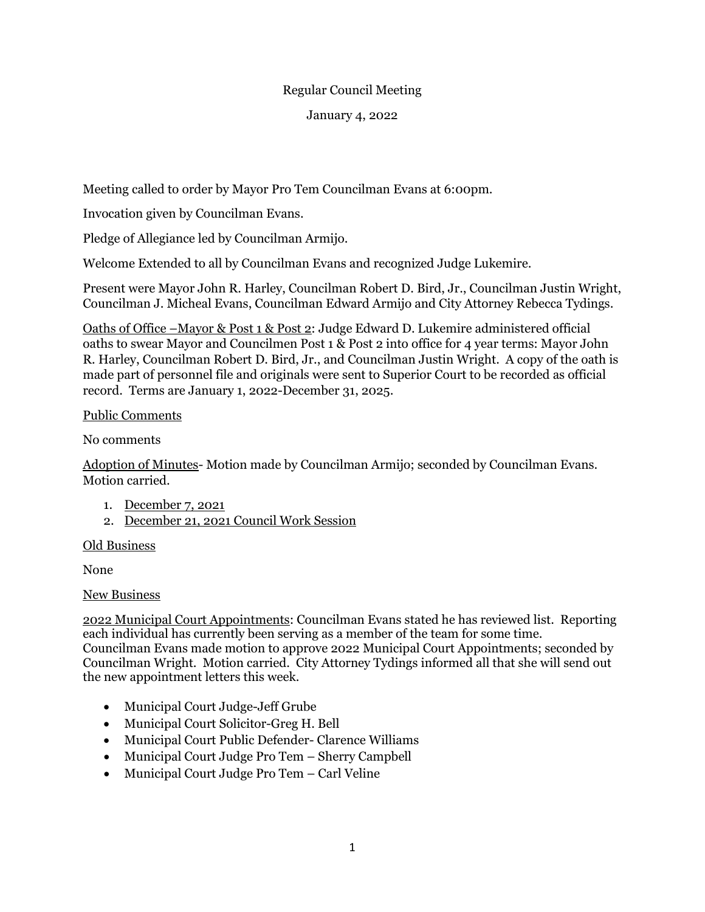Regular Council Meeting

January 4, 2022

Meeting called to order by Mayor Pro Tem Councilman Evans at 6:00pm.

Invocation given by Councilman Evans.

Pledge of Allegiance led by Councilman Armijo.

Welcome Extended to all by Councilman Evans and recognized Judge Lukemire.

Present were Mayor John R. Harley, Councilman Robert D. Bird, Jr., Councilman Justin Wright, Councilman J. Micheal Evans, Councilman Edward Armijo and City Attorney Rebecca Tydings.

<u>Oaths of Office –Mayor & Post 1 & Post 2</u>: Judge Edward D. Lukemire administered official oaths to swear Mayor and Councilmen Post 1 & Post 2 into office for 4 year terms: Mayor John R. Harley, Councilman Robert D. Bird, Jr., and Councilman Justin Wright. A copy of the oath is made part of personnel file and originals were sent to Superior Court to be recorded as official record. Terms are January 1, 2022-December 31, 2025.

<u>Public Comments</u>

No comments

<u>Adoption of Minutes</u>- Motion made by Councilman Armijo; seconded by Councilman Evans. Motion carried.

1. <u>December 7, 2021</u>
2. <u>December 21, 2021 Council Work Session</u>

<u>Old Business</u>

None

<u>New Business</u>

<u>2022 Municipal Court Appointments</u>: Councilman Evans stated he has reviewed list. Reporting each individual has currently been serving as a member of the team for some time. Councilman Evans made motion to approve 2022 Municipal Court Appointments; seconded by Councilman Wright. Motion carried. City Attorney Tydings informed all that she will send out the new appointment letters this week.

- Municipal Court Judge-Jeff Grube
- Municipal Court Solicitor-Greg H. Bell
- Municipal Court Public Defender- Clarence Williams
- Municipal Court Judge Pro Tem – Sherry Campbell
- Municipal Court Judge Pro Tem – Carl Veline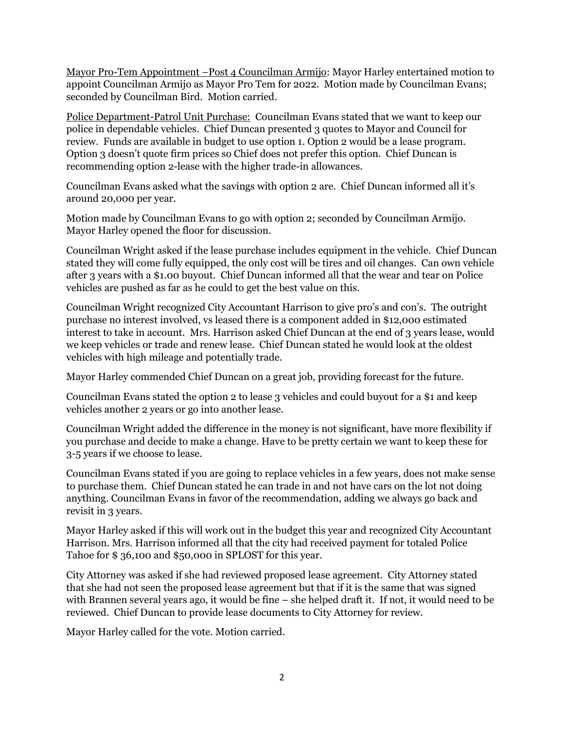Mayor Pro-Tem Appointment –Post 4 Councilman Armijo: Mayor Harley entertained motion to appoint Councilman Armijo as Mayor Pro Tem for 2022. Motion made by Councilman Evans; seconded by Councilman Bird. Motion carried.

Police Department-Patrol Unit Purchase: Councilman Evans stated that we want to keep our police in dependable vehicles. Chief Duncan presented 3 quotes to Mayor and Council for review. Funds are available in budget to use option 1. Option 2 would be a lease program. Option 3 doesn't quote firm prices so Chief does not prefer this option. Chief Duncan is recommending option 2-lease with the higher trade-in allowances.

Councilman Evans asked what the savings with option 2 are. Chief Duncan informed all it's around 20,000 per year.

Motion made by Councilman Evans to go with option 2; seconded by Councilman Armijo. Mayor Harley opened the floor for discussion.

Councilman Wright asked if the lease purchase includes equipment in the vehicle. Chief Duncan stated they will come fully equipped, the only cost will be tires and oil changes. Can own vehicle after 3 years with a $1.00 buyout. Chief Duncan informed all that the wear and tear on Police vehicles are pushed as far as he could to get the best value on this.

Councilman Wright recognized City Accountant Harrison to give pro's and con's. The outright purchase no interest involved, vs leased there is a component added in $12,000 estimated interest to take in account. Mrs. Harrison asked Chief Duncan at the end of 3 years lease, would we keep vehicles or trade and renew lease. Chief Duncan stated he would look at the oldest vehicles with high mileage and potentially trade.

Mayor Harley commended Chief Duncan on a great job, providing forecast for the future.

Councilman Evans stated the option 2 to lease 3 vehicles and could buyout for a $1 and keep vehicles another 2 years or go into another lease.

Councilman Wright added the difference in the money is not significant, have more flexibility if you purchase and decide to make a change. Have to be pretty certain we want to keep these for 3-5 years if we choose to lease.

Councilman Evans stated if you are going to replace vehicles in a few years, does not make sense to purchase them. Chief Duncan stated he can trade in and not have cars on the lot not doing anything. Councilman Evans in favor of the recommendation, adding we always go back and revisit in 3 years.

Mayor Harley asked if this will work out in the budget this year and recognized City Accountant Harrison. Mrs. Harrison informed all that the city had received payment for totaled Police Tahoe for $ 36,100 and $50,000 in SPLOST for this year.

City Attorney was asked if she had reviewed proposed lease agreement. City Attorney stated that she had not seen the proposed lease agreement but that if it is the same that was signed with Brannen several years ago, it would be fine – she helped draft it. If not, it would need to be reviewed. Chief Duncan to provide lease documents to City Attorney for review.

Mayor Harley called for the vote. Motion carried.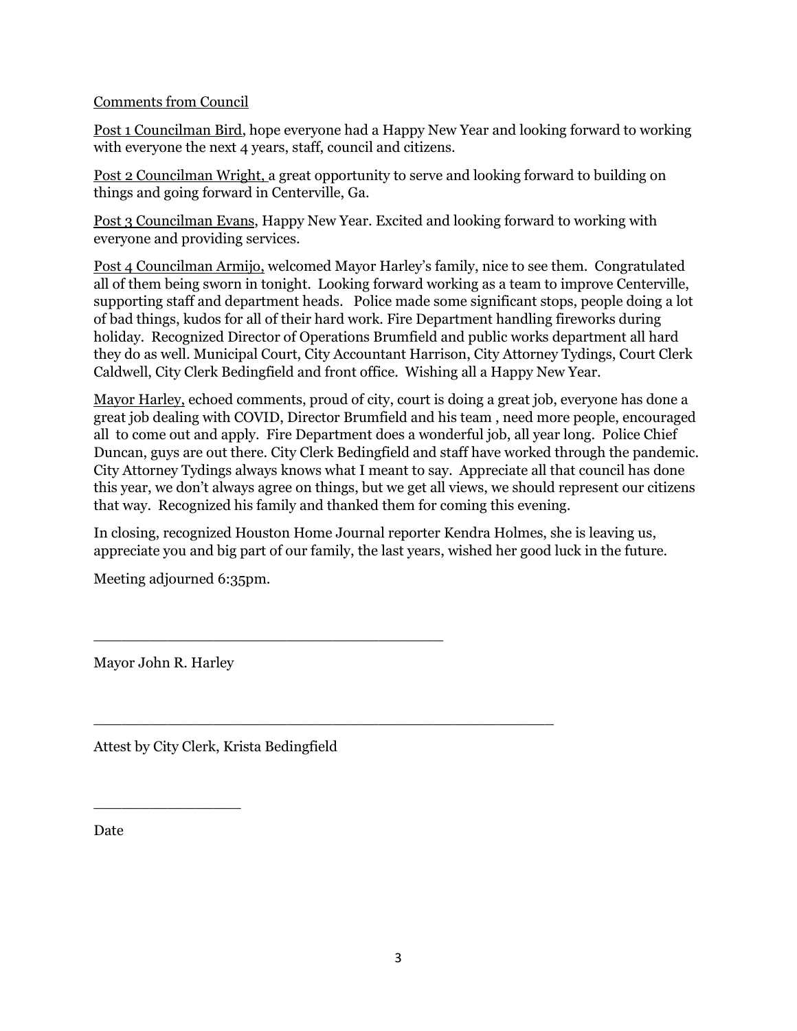Comments from Council

Post 1 Councilman Bird, hope everyone had a Happy New Year and looking forward to working with everyone the next 4 years, staff, council and citizens.

Post 2 Councilman Wright, a great opportunity to serve and looking forward to building on things and going forward in Centerville, Ga.

Post 3 Councilman Evans, Happy New Year. Excited and looking forward to working with everyone and providing services.

Post 4 Councilman Armijo, welcomed Mayor Harley's family, nice to see them. Congratulated all of them being sworn in tonight. Looking forward working as a team to improve Centerville, supporting staff and department heads. Police made some significant stops, people doing a lot of bad things, kudos for all of their hard work. Fire Department handling fireworks during holiday. Recognized Director of Operations Brumfield and public works department all hard they do as well. Municipal Court, City Accountant Harrison, City Attorney Tydings, Court Clerk Caldwell, City Clerk Bedingfield and front office. Wishing all a Happy New Year.

Mayor Harley, echoed comments, proud of city, court is doing a great job, everyone has done a great job dealing with COVID, Director Brumfield and his team , need more people, encouraged all to come out and apply. Fire Department does a wonderful job, all year long. Police Chief Duncan, guys are out there. City Clerk Bedingfield and staff have worked through the pandemic. City Attorney Tydings always knows what I meant to say. Appreciate all that council has done this year, we don't always agree on things, but we get all views, we should represent our citizens that way. Recognized his family and thanked them for coming this evening.

In closing, recognized Houston Home Journal reporter Kendra Holmes, she is leaving us, appreciate you and big part of our family, the last years, wished her good luck in the future.

Meeting adjourned 6:35pm.

\_\_\_\_\_\_\_\_\_\_\_\_\_\_\_\_\_\_\_\_\_\_\_\_\_\_\_\_\_\_\_\_\_\_\_\_\_\_

Mayor John R. Harley

\_\_\_\_\_\_\_\_\_\_\_\_\_\_\_\_\_\_\_\_\_\_\_\_\_\_\_\_\_\_\_\_\_\_\_\_\_\_\_\_\_\_\_\_\_\_\_\_\_

Attest by City Clerk, Krista Bedingfield

\_\_\_\_\_\_\_\_\_\_\_\_\_\_\_\_

Date